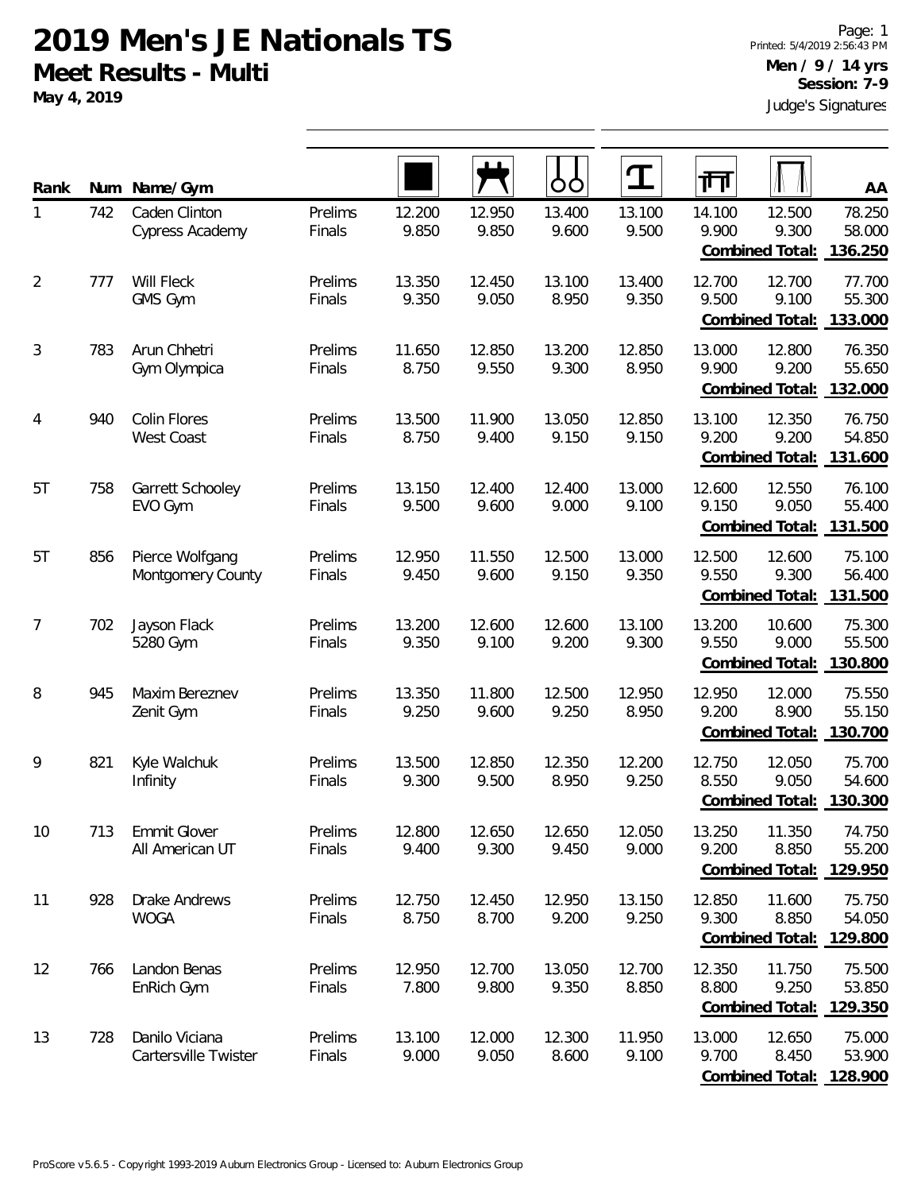# 2019 Men's JE Nationals TS

## Meet Results - Multi

**May 4, 2019**

Printed: 5/4/2019 2:56:43 PM

**Men / 9 / 14 yrs**

**Session: 7-9**

Judge's Signatures

| Rank | Num | Name/Gym | | Floor | Pommel Horse | Rings | Vault | Parallel Bars | High Bar | AA |
|---|---|---|---|---|---|---|---|---|---|---|
| 1 | 742 | Caden Clinton<br>Cypress Academy | Prelims<br>Finals | 12.200<br>9.850 | 12.950<br>9.850 | 13.400<br>9.600 | 13.100<br>9.500 | 14.100<br>9.900 | 12.500<br>9.300 | 78.250<br>58.000 |
| | | | | | | | | | **Combined Total:** | **136.250** |
| 2 | 777 | Will Fleck<br>GMS Gym | Prelims<br>Finals | 13.350<br>9.350 | 12.450<br>9.050 | 13.100<br>8.950 | 13.400<br>9.350 | 12.700<br>9.500 | 12.700<br>9.100 | 77.700<br>55.300 |
| | | | | | | | | | **Combined Total:** | **133.000** |
| 3 | 783 | Arun Chhetri<br>Gym Olympica | Prelims<br>Finals | 11.650<br>8.750 | 12.850<br>9.550 | 13.200<br>9.300 | 12.850<br>8.950 | 13.000<br>9.900 | 12.800<br>9.200 | 76.350<br>55.650 |
| | | | | | | | | | **Combined Total:** | **132.000** |
| 4 | 940 | Colin Flores<br>West Coast | Prelims<br>Finals | 13.500<br>8.750 | 11.900<br>9.400 | 13.050<br>9.150 | 12.850<br>9.150 | 13.100<br>9.200 | 12.350<br>9.200 | 76.750<br>54.850 |
| | | | | | | | | | **Combined Total:** | **131.600** |
| 5T | 758 | Garrett Schooley<br>EVO Gym | Prelims<br>Finals | 13.150<br>9.500 | 12.400<br>9.600 | 12.400<br>9.000 | 13.000<br>9.100 | 12.600<br>9.150 | 12.550<br>9.050 | 76.100<br>55.400 |
| | | | | | | | | | **Combined Total:** | **131.500** |
| 5T | 856 | Pierce Wolfgang<br>Montgomery County | Prelims<br>Finals | 12.950<br>9.450 | 11.550<br>9.600 | 12.500<br>9.150 | 13.000<br>9.350 | 12.500<br>9.550 | 12.600<br>9.300 | 75.100<br>56.400 |
| | | | | | | | | | **Combined Total:** | **131.500** |
| 7 | 702 | Jayson Flack<br>5280 Gym | Prelims<br>Finals | 13.200<br>9.350 | 12.600<br>9.100 | 12.600<br>9.200 | 13.100<br>9.300 | 13.200<br>9.550 | 10.600<br>9.000 | 75.300<br>55.500 |
| | | | | | | | | | **Combined Total:** | **130.800** |
| 8 | 945 | Maxim Bereznev<br>Zenit Gym | Prelims<br>Finals | 13.350<br>9.250 | 11.800<br>9.600 | 12.500<br>9.250 | 12.950<br>8.950 | 12.950<br>9.200 | 12.000<br>8.900 | 75.550<br>55.150 |
| | | | | | | | | | **Combined Total:** | **130.700** |
| 9 | 821 | Kyle Walchuk<br>Infinity | Prelims<br>Finals | 13.500<br>9.300 | 12.850<br>9.500 | 12.350<br>8.950 | 12.200<br>9.250 | 12.750<br>8.550 | 12.050<br>9.050 | 75.700<br>54.600 |
| | | | | | | | | | **Combined Total:** | **130.300** |
| 10 | 713 | Emmit Glover<br>All American UT | Prelims<br>Finals | 12.800<br>9.400 | 12.650<br>9.300 | 12.650<br>9.450 | 12.050<br>9.000 | 13.250<br>9.200 | 11.350<br>8.850 | 74.750<br>55.200 |
| | | | | | | | | | **Combined Total:** | **129.950** |
| 11 | 928 | Drake Andrews<br>WOGA | Prelims<br>Finals | 12.750<br>8.750 | 12.450<br>8.700 | 12.950<br>9.200 | 13.150<br>9.250 | 12.850<br>9.300 | 11.600<br>8.850 | 75.750<br>54.050 |
| | | | | | | | | | **Combined Total:** | **129.800** |
| 12 | 766 | Landon Benas<br>EnRich Gym | Prelims<br>Finals | 12.950<br>7.800 | 12.700<br>9.800 | 13.050<br>9.350 | 12.700<br>8.850 | 12.350<br>8.800 | 11.750<br>9.250 | 75.500<br>53.850 |
| | | | | | | | | | **Combined Total:** | **129.350** |
| 13 | 728 | Danilo Viciana<br>Cartersville Twister | Prelims<br>Finals | 13.100<br>9.000 | 12.000<br>9.050 | 12.300<br>8.600 | 11.950<br>9.100 | 13.000<br>9.700 | 12.650<br>8.450 | 75.000<br>53.900 |
| | | | | | | | | | **Combined Total:** | **128.900** |

ProScore v5.6.5 - Copyright 1993-2019 Auburn Electronics Group - Licensed to: Auburn Electronics Group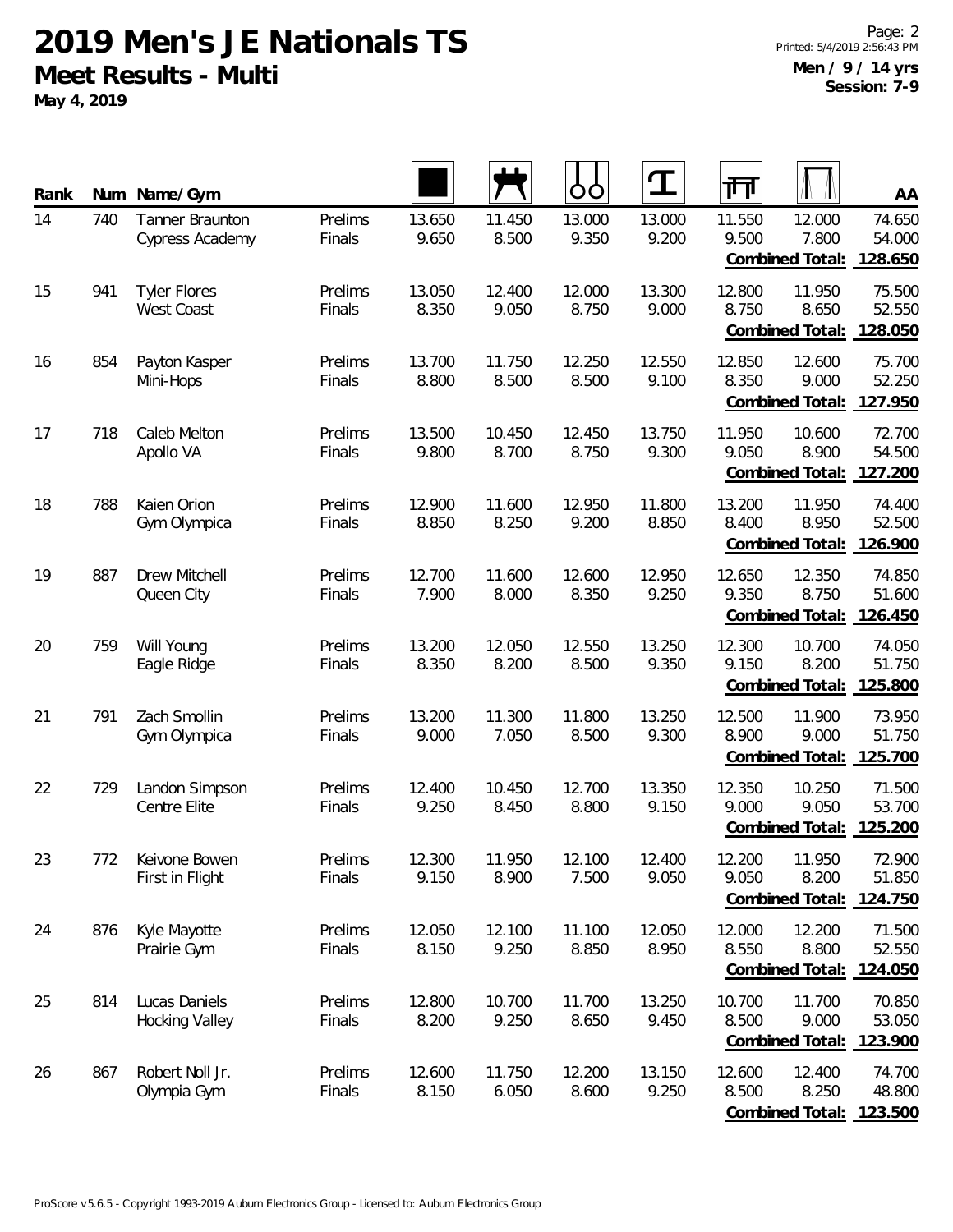# 2019 Men's JE Nationals TS

## Meet Results - Multi

**May 4, 2019**

**Men / 9 / 14 yrs**
**Session: 7-9**

| Rank | Num | Name/Gym | | Floor | Pommel Horse | Rings | Vault | Parallel Bars | High Bar | AA |
|---|---|---|---|---|---|---|---|---|---|---|
| 14 | 740 | Tanner Braunton | Prelims | 13.650 | 11.450 | 13.000 | 13.000 | 11.550 | 12.000 | 74.650 |
| | | Cypress Academy | Finals | 9.650 | 8.500 | 9.350 | 9.200 | 9.500 | 7.800 | 54.000 |
| | | | | | | | | | **Combined Total:** | **128.650** |
| 15 | 941 | Tyler Flores | Prelims | 13.050 | 12.400 | 12.000 | 13.300 | 12.800 | 11.950 | 75.500 |
| | | West Coast | Finals | 8.350 | 9.050 | 8.750 | 9.000 | 8.750 | 8.650 | 52.550 |
| | | | | | | | | | **Combined Total:** | **128.050** |
| 16 | 854 | Payton Kasper | Prelims | 13.700 | 11.750 | 12.250 | 12.550 | 12.850 | 12.600 | 75.700 |
| | | Mini-Hops | Finals | 8.800 | 8.500 | 8.500 | 9.100 | 8.350 | 9.000 | 52.250 |
| | | | | | | | | | **Combined Total:** | **127.950** |
| 17 | 718 | Caleb Melton | Prelims | 13.500 | 10.450 | 12.450 | 13.750 | 11.950 | 10.600 | 72.700 |
| | | Apollo VA | Finals | 9.800 | 8.700 | 8.750 | 9.300 | 9.050 | 8.900 | 54.500 |
| | | | | | | | | | **Combined Total:** | **127.200** |
| 18 | 788 | Kaien Orion | Prelims | 12.900 | 11.600 | 12.950 | 11.800 | 13.200 | 11.950 | 74.400 |
| | | Gym Olympica | Finals | 8.850 | 8.250 | 9.200 | 8.850 | 8.400 | 8.950 | 52.500 |
| | | | | | | | | | **Combined Total:** | **126.900** |
| 19 | 887 | Drew Mitchell | Prelims | 12.700 | 11.600 | 12.600 | 12.950 | 12.650 | 12.350 | 74.850 |
| | | Queen City | Finals | 7.900 | 8.000 | 8.350 | 9.250 | 9.350 | 8.750 | 51.600 |
| | | | | | | | | | **Combined Total:** | **126.450** |
| 20 | 759 | Will Young | Prelims | 13.200 | 12.050 | 12.550 | 13.250 | 12.300 | 10.700 | 74.050 |
| | | Eagle Ridge | Finals | 8.350 | 8.200 | 8.500 | 9.350 | 9.150 | 8.200 | 51.750 |
| | | | | | | | | | **Combined Total:** | **125.800** |
| 21 | 791 | Zach Smollin | Prelims | 13.200 | 11.300 | 11.800 | 13.250 | 12.500 | 11.900 | 73.950 |
| | | Gym Olympica | Finals | 9.000 | 7.050 | 8.500 | 9.300 | 8.900 | 9.000 | 51.750 |
| | | | | | | | | | **Combined Total:** | **125.700** |
| 22 | 729 | Landon Simpson | Prelims | 12.400 | 10.450 | 12.700 | 13.350 | 12.350 | 10.250 | 71.500 |
| | | Centre Elite | Finals | 9.250 | 8.450 | 8.800 | 9.150 | 9.000 | 9.050 | 53.700 |
| | | | | | | | | | **Combined Total:** | **125.200** |
| 23 | 772 | Keivone Bowen | Prelims | 12.300 | 11.950 | 12.100 | 12.400 | 12.200 | 11.950 | 72.900 |
| | | First in Flight | Finals | 9.150 | 8.900 | 7.500 | 9.050 | 9.050 | 8.200 | 51.850 |
| | | | | | | | | | **Combined Total:** | **124.750** |
| 24 | 876 | Kyle Mayotte | Prelims | 12.050 | 12.100 | 11.100 | 12.050 | 12.000 | 12.200 | 71.500 |
| | | Prairie Gym | Finals | 8.150 | 9.250 | 8.850 | 8.950 | 8.550 | 8.800 | 52.550 |
| | | | | | | | | | **Combined Total:** | **124.050** |
| 25 | 814 | Lucas Daniels | Prelims | 12.800 | 10.700 | 11.700 | 13.250 | 10.700 | 11.700 | 70.850 |
| | | Hocking Valley | Finals | 8.200 | 9.250 | 8.650 | 9.450 | 8.500 | 9.000 | 53.050 |
| | | | | | | | | | **Combined Total:** | **123.900** |
| 26 | 867 | Robert Noll Jr. | Prelims | 12.600 | 11.750 | 12.200 | 13.150 | 12.600 | 12.400 | 74.700 |
| | | Olympia Gym | Finals | 8.150 | 6.050 | 8.600 | 9.250 | 8.500 | 8.250 | 48.800 |
| | | | | | | | | | **Combined Total:** | **123.500** |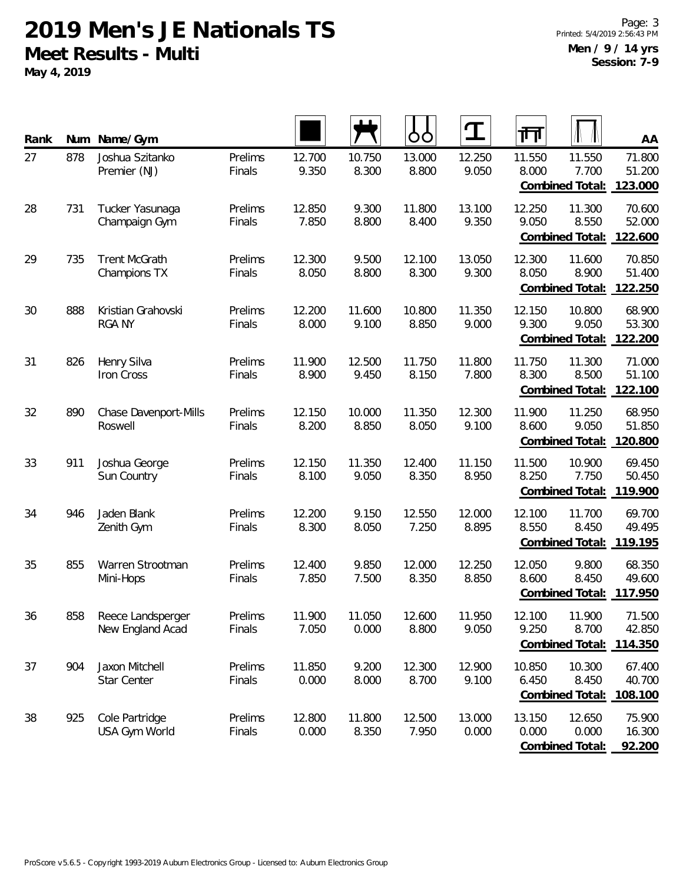# 2019 Men's JE Nationals TS

## Meet Results - Multi

**May 4, 2019**

**Men / 9 / 14 yrs**
**Session: 7-9**

| Rank | Num | Name/Gym | | Floor | Pommel Horse | Rings | Vault | Parallel Bars | High Bar | AA |
|---|---|---|---|---|---|---|---|---|---|---|
| 27 | 878 | Joshua Szitanko | Prelims | 12.700 | 10.750 | 13.000 | 12.250 | 11.550 | 11.550 | 71.800 |
| | | Premier (NJ) | Finals | 9.350 | 8.300 | 8.800 | 9.050 | 8.000 | 7.700 | 51.200 |
| | | | | | | | | | Combined Total: | **123.000** |
| 28 | 731 | Tucker Yasunaga | Prelims | 12.850 | 9.300 | 11.800 | 13.100 | 12.250 | 11.300 | 70.600 |
| | | Champaign Gym | Finals | 7.850 | 8.800 | 8.400 | 9.350 | 9.050 | 8.550 | 52.000 |
| | | | | | | | | | Combined Total: | **122.600** |
| 29 | 735 | Trent McGrath | Prelims | 12.300 | 9.500 | 12.100 | 13.050 | 12.300 | 11.600 | 70.850 |
| | | Champions TX | Finals | 8.050 | 8.800 | 8.300 | 9.300 | 8.050 | 8.900 | 51.400 |
| | | | | | | | | | Combined Total: | **122.250** |
| 30 | 888 | Kristian Grahovski | Prelims | 12.200 | 11.600 | 10.800 | 11.350 | 12.150 | 10.800 | 68.900 |
| | | RGA NY | Finals | 8.000 | 9.100 | 8.850 | 9.000 | 9.300 | 9.050 | 53.300 |
| | | | | | | | | | Combined Total: | **122.200** |
| 31 | 826 | Henry Silva | Prelims | 11.900 | 12.500 | 11.750 | 11.800 | 11.750 | 11.300 | 71.000 |
| | | Iron Cross | Finals | 8.900 | 9.450 | 8.150 | 7.800 | 8.300 | 8.500 | 51.100 |
| | | | | | | | | | Combined Total: | **122.100** |
| 32 | 890 | Chase Davenport-Mills | Prelims | 12.150 | 10.000 | 11.350 | 12.300 | 11.900 | 11.250 | 68.950 |
| | | Roswell | Finals | 8.200 | 8.850 | 8.050 | 9.100 | 8.600 | 9.050 | 51.850 |
| | | | | | | | | | Combined Total: | **120.800** |
| 33 | 911 | Joshua George | Prelims | 12.150 | 11.350 | 12.400 | 11.150 | 11.500 | 10.900 | 69.450 |
| | | Sun Country | Finals | 8.100 | 9.050 | 8.350 | 8.950 | 8.250 | 7.750 | 50.450 |
| | | | | | | | | | Combined Total: | **119.900** |
| 34 | 946 | Jaden Blank | Prelims | 12.200 | 9.150 | 12.550 | 12.000 | 12.100 | 11.700 | 69.700 |
| | | Zenith Gym | Finals | 8.300 | 8.050 | 7.250 | 8.895 | 8.550 | 8.450 | 49.495 |
| | | | | | | | | | Combined Total: | **119.195** |
| 35 | 855 | Warren Strootman | Prelims | 12.400 | 9.850 | 12.000 | 12.250 | 12.050 | 9.800 | 68.350 |
| | | Mini-Hops | Finals | 7.850 | 7.500 | 8.350 | 8.850 | 8.600 | 8.450 | 49.600 |
| | | | | | | | | | Combined Total: | **117.950** |
| 36 | 858 | Reece Landsperger | Prelims | 11.900 | 11.050 | 12.600 | 11.950 | 12.100 | 11.900 | 71.500 |
| | | New England Acad | Finals | 7.050 | 0.000 | 8.800 | 9.050 | 9.250 | 8.700 | 42.850 |
| | | | | | | | | | Combined Total: | **114.350** |
| 37 | 904 | Jaxon Mitchell | Prelims | 11.850 | 9.200 | 12.300 | 12.900 | 10.850 | 10.300 | 67.400 |
| | | Star Center | Finals | 0.000 | 8.000 | 8.700 | 9.100 | 6.450 | 8.450 | 40.700 |
| | | | | | | | | | Combined Total: | **108.100** |
| 38 | 925 | Cole Partridge | Prelims | 12.800 | 11.800 | 12.500 | 13.000 | 13.150 | 12.650 | 75.900 |
| | | USA Gym World | Finals | 0.000 | 8.350 | 7.950 | 0.000 | 0.000 | 0.000 | 16.300 |
| | | | | | | | | | Combined Total: | **92.200** |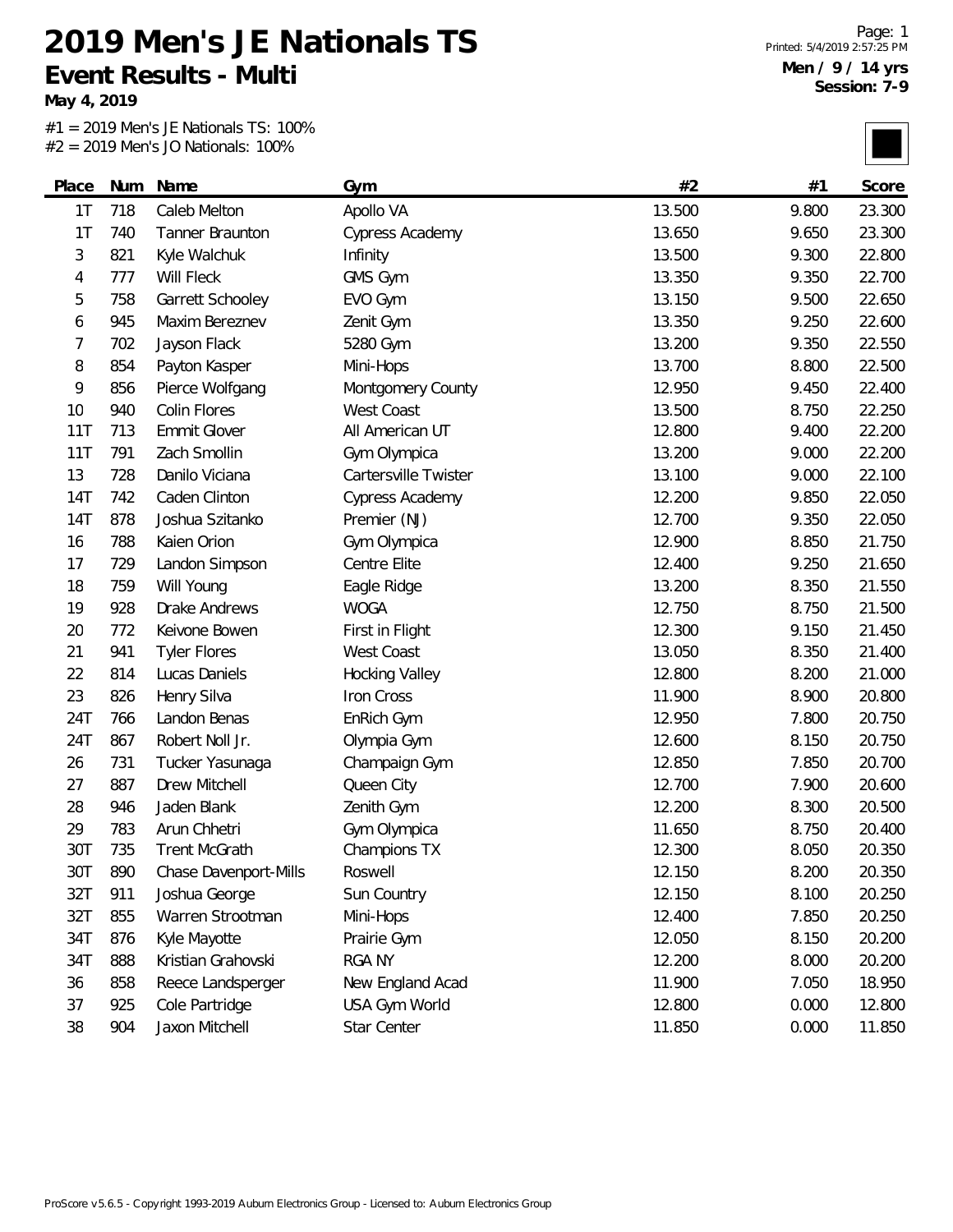# 2019 Men's JE Nationals TS

## Event Results - Multi

**May 4, 2019**

**Men / 9 / 14 yrs**
**Session: 7-9**

Printed: 5/4/2019 2:57:25 PM

#1 = 2019 Men's JE Nationals TS: 100%
#2 = 2019 Men's JO Nationals: 100%

| Place | Num | Name | Gym | #2 | #1 | Score |
|---|---|---|---|---|---|---|
| 1T | 718 | Caleb Melton | Apollo VA | 13.500 | 9.800 | 23.300 |
| 1T | 740 | Tanner Braunton | Cypress Academy | 13.650 | 9.650 | 23.300 |
| 3 | 821 | Kyle Walchuk | Infinity | 13.500 | 9.300 | 22.800 |
| 4 | 777 | Will Fleck | GMS Gym | 13.350 | 9.350 | 22.700 |
| 5 | 758 | Garrett Schooley | EVO Gym | 13.150 | 9.500 | 22.650 |
| 6 | 945 | Maxim Bereznev | Zenit Gym | 13.350 | 9.250 | 22.600 |
| 7 | 702 | Jayson Flack | 5280 Gym | 13.200 | 9.350 | 22.550 |
| 8 | 854 | Payton Kasper | Mini-Hops | 13.700 | 8.800 | 22.500 |
| 9 | 856 | Pierce Wolfgang | Montgomery County | 12.950 | 9.450 | 22.400 |
| 10 | 940 | Colin Flores | West Coast | 13.500 | 8.750 | 22.250 |
| 11T | 713 | Emmit Glover | All American UT | 12.800 | 9.400 | 22.200 |
| 11T | 791 | Zach Smollin | Gym Olympica | 13.200 | 9.000 | 22.200 |
| 13 | 728 | Danilo Viciana | Cartersville Twister | 13.100 | 9.000 | 22.100 |
| 14T | 742 | Caden Clinton | Cypress Academy | 12.200 | 9.850 | 22.050 |
| 14T | 878 | Joshua Szitanko | Premier (NJ) | 12.700 | 9.350 | 22.050 |
| 16 | 788 | Kaien Orion | Gym Olympica | 12.900 | 8.850 | 21.750 |
| 17 | 729 | Landon Simpson | Centre Elite | 12.400 | 9.250 | 21.650 |
| 18 | 759 | Will Young | Eagle Ridge | 13.200 | 8.350 | 21.550 |
| 19 | 928 | Drake Andrews | WOGA | 12.750 | 8.750 | 21.500 |
| 20 | 772 | Keivone Bowen | First in Flight | 12.300 | 9.150 | 21.450 |
| 21 | 941 | Tyler Flores | West Coast | 13.050 | 8.350 | 21.400 |
| 22 | 814 | Lucas Daniels | Hocking Valley | 12.800 | 8.200 | 21.000 |
| 23 | 826 | Henry Silva | Iron Cross | 11.900 | 8.900 | 20.800 |
| 24T | 766 | Landon Benas | EnRich Gym | 12.950 | 7.800 | 20.750 |
| 24T | 867 | Robert Noll Jr. | Olympia Gym | 12.600 | 8.150 | 20.750 |
| 26 | 731 | Tucker Yasunaga | Champaign Gym | 12.850 | 7.850 | 20.700 |
| 27 | 887 | Drew Mitchell | Queen City | 12.700 | 7.900 | 20.600 |
| 28 | 946 | Jaden Blank | Zenith Gym | 12.200 | 8.300 | 20.500 |
| 29 | 783 | Arun Chhetri | Gym Olympica | 11.650 | 8.750 | 20.400 |
| 30T | 735 | Trent McGrath | Champions TX | 12.300 | 8.050 | 20.350 |
| 30T | 890 | Chase Davenport-Mills | Roswell | 12.150 | 8.200 | 20.350 |
| 32T | 911 | Joshua George | Sun Country | 12.150 | 8.100 | 20.250 |
| 32T | 855 | Warren Strootman | Mini-Hops | 12.400 | 7.850 | 20.250 |
| 34T | 876 | Kyle Mayotte | Prairie Gym | 12.050 | 8.150 | 20.200 |
| 34T | 888 | Kristian Grahovski | RGA NY | 12.200 | 8.000 | 20.200 |
| 36 | 858 | Reece Landsperger | New England Acad | 11.900 | 7.050 | 18.950 |
| 37 | 925 | Cole Partridge | USA Gym World | 12.800 | 0.000 | 12.800 |
| 38 | 904 | Jaxon Mitchell | Star Center | 11.850 | 0.000 | 11.850 |

ProScore v5.6.5 - Copyright 1993-2019 Auburn Electronics Group - Licensed to: Auburn Electronics Group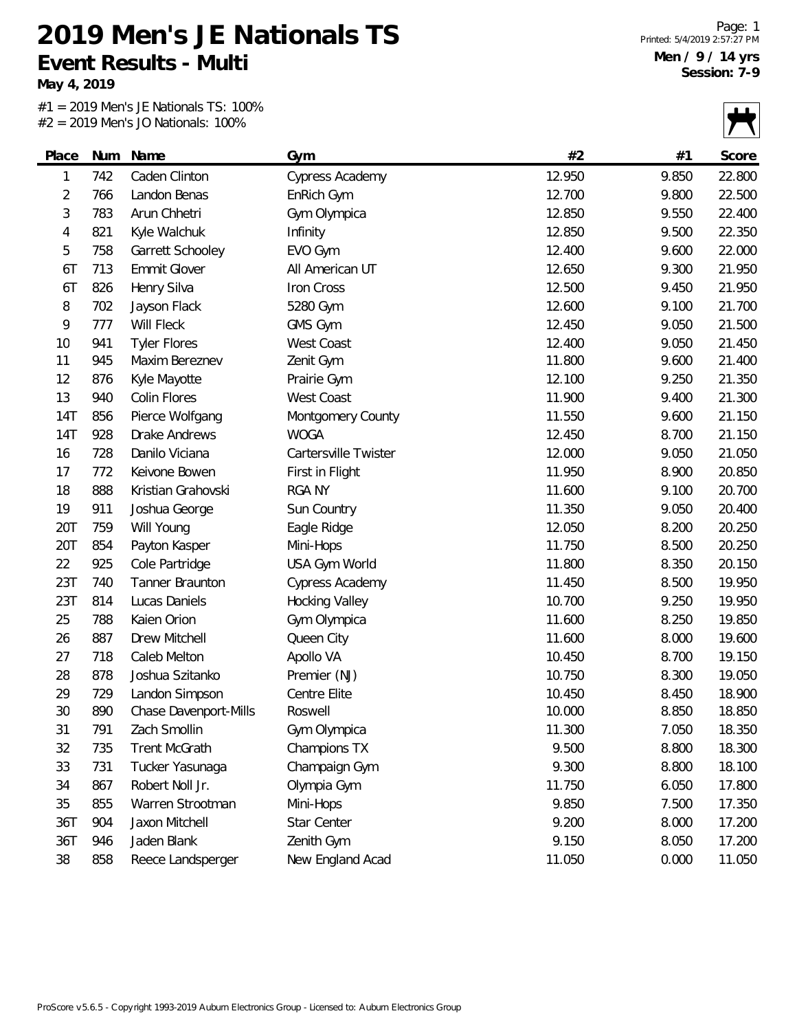# 2019 Men's JE Nationals TS

## Event Results - Multi

**May 4, 2019**

**Men / 9 / 14 yrs**
**Session: 7-9**

#1 = 2019 Men's JE Nationals TS: 100%
#2 = 2019 Men's JO Nationals: 100%

| Place | Num | Name | Gym | #2 | #1 | Score |
|---|---|---|---|---|---|---|
| 1 | 742 | Caden Clinton | Cypress Academy | 12.950 | 9.850 | 22.800 |
| 2 | 766 | Landon Benas | EnRich Gym | 12.700 | 9.800 | 22.500 |
| 3 | 783 | Arun Chhetri | Gym Olympica | 12.850 | 9.550 | 22.400 |
| 4 | 821 | Kyle Walchuk | Infinity | 12.850 | 9.500 | 22.350 |
| 5 | 758 | Garrett Schooley | EVO Gym | 12.400 | 9.600 | 22.000 |
| 6T | 713 | Emmit Glover | All American UT | 12.650 | 9.300 | 21.950 |
| 6T | 826 | Henry Silva | Iron Cross | 12.500 | 9.450 | 21.950 |
| 8 | 702 | Jayson Flack | 5280 Gym | 12.600 | 9.100 | 21.700 |
| 9 | 777 | Will Fleck | GMS Gym | 12.450 | 9.050 | 21.500 |
| 10 | 941 | Tyler Flores | West Coast | 12.400 | 9.050 | 21.450 |
| 11 | 945 | Maxim Bereznev | Zenit Gym | 11.800 | 9.600 | 21.400 |
| 12 | 876 | Kyle Mayotte | Prairie Gym | 12.100 | 9.250 | 21.350 |
| 13 | 940 | Colin Flores | West Coast | 11.900 | 9.400 | 21.300 |
| 14T | 856 | Pierce Wolfgang | Montgomery County | 11.550 | 9.600 | 21.150 |
| 14T | 928 | Drake Andrews | WOGA | 12.450 | 8.700 | 21.150 |
| 16 | 728 | Danilo Viciana | Cartersville Twister | 12.000 | 9.050 | 21.050 |
| 17 | 772 | Keivone Bowen | First in Flight | 11.950 | 8.900 | 20.850 |
| 18 | 888 | Kristian Grahovski | RGA NY | 11.600 | 9.100 | 20.700 |
| 19 | 911 | Joshua George | Sun Country | 11.350 | 9.050 | 20.400 |
| 20T | 759 | Will Young | Eagle Ridge | 12.050 | 8.200 | 20.250 |
| 20T | 854 | Payton Kasper | Mini-Hops | 11.750 | 8.500 | 20.250 |
| 22 | 925 | Cole Partridge | USA Gym World | 11.800 | 8.350 | 20.150 |
| 23T | 740 | Tanner Braunton | Cypress Academy | 11.450 | 8.500 | 19.950 |
| 23T | 814 | Lucas Daniels | Hocking Valley | 10.700 | 9.250 | 19.950 |
| 25 | 788 | Kaien Orion | Gym Olympica | 11.600 | 8.250 | 19.850 |
| 26 | 887 | Drew Mitchell | Queen City | 11.600 | 8.000 | 19.600 |
| 27 | 718 | Caleb Melton | Apollo VA | 10.450 | 8.700 | 19.150 |
| 28 | 878 | Joshua Szitanko | Premier (NJ) | 10.750 | 8.300 | 19.050 |
| 29 | 729 | Landon Simpson | Centre Elite | 10.450 | 8.450 | 18.900 |
| 30 | 890 | Chase Davenport-Mills | Roswell | 10.000 | 8.850 | 18.850 |
| 31 | 791 | Zach Smollin | Gym Olympica | 11.300 | 7.050 | 18.350 |
| 32 | 735 | Trent McGrath | Champions TX | 9.500 | 8.800 | 18.300 |
| 33 | 731 | Tucker Yasunaga | Champaign Gym | 9.300 | 8.800 | 18.100 |
| 34 | 867 | Robert Noll Jr. | Olympia Gym | 11.750 | 6.050 | 17.800 |
| 35 | 855 | Warren Strootman | Mini-Hops | 9.850 | 7.500 | 17.350 |
| 36T | 904 | Jaxon Mitchell | Star Center | 9.200 | 8.000 | 17.200 |
| 36T | 946 | Jaden Blank | Zenith Gym | 9.150 | 8.050 | 17.200 |
| 38 | 858 | Reece Landsperger | New England Acad | 11.050 | 0.000 | 11.050 |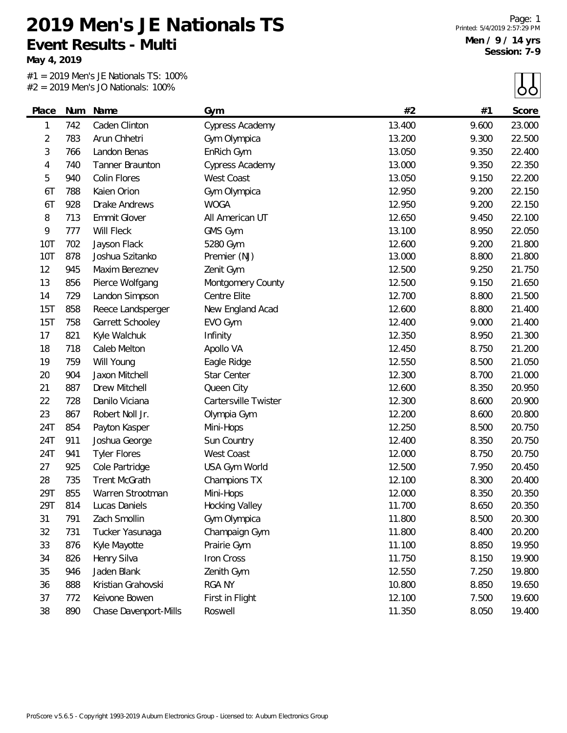# 2019 Men's JE Nationals TS

## Event Results - Multi

**May 4, 2019**

Printed: 5/4/2019 2:57:29 PM

**Men / 9 / 14 yrs**
**Session: 7-9**

#1 = 2019 Men's JE Nationals TS: 100%
#2 = 2019 Men's JO Nationals: 100%

| Place | Num | Name | Gym | #2 | #1 | Score |
|---|---|---|---|---|---|---|
| 1 | 742 | Caden Clinton | Cypress Academy | 13.400 | 9.600 | 23.000 |
| 2 | 783 | Arun Chhetri | Gym Olympica | 13.200 | 9.300 | 22.500 |
| 3 | 766 | Landon Benas | EnRich Gym | 13.050 | 9.350 | 22.400 |
| 4 | 740 | Tanner Braunton | Cypress Academy | 13.000 | 9.350 | 22.350 |
| 5 | 940 | Colin Flores | West Coast | 13.050 | 9.150 | 22.200 |
| 6T | 788 | Kaien Orion | Gym Olympica | 12.950 | 9.200 | 22.150 |
| 6T | 928 | Drake Andrews | WOGA | 12.950 | 9.200 | 22.150 |
| 8 | 713 | Emmit Glover | All American UT | 12.650 | 9.450 | 22.100 |
| 9 | 777 | Will Fleck | GMS Gym | 13.100 | 8.950 | 22.050 |
| 10T | 702 | Jayson Flack | 5280 Gym | 12.600 | 9.200 | 21.800 |
| 10T | 878 | Joshua Szitanko | Premier (NJ) | 13.000 | 8.800 | 21.800 |
| 12 | 945 | Maxim Bereznev | Zenit Gym | 12.500 | 9.250 | 21.750 |
| 13 | 856 | Pierce Wolfgang | Montgomery County | 12.500 | 9.150 | 21.650 |
| 14 | 729 | Landon Simpson | Centre Elite | 12.700 | 8.800 | 21.500 |
| 15T | 858 | Reece Landsperger | New England Acad | 12.600 | 8.800 | 21.400 |
| 15T | 758 | Garrett Schooley | EVO Gym | 12.400 | 9.000 | 21.400 |
| 17 | 821 | Kyle Walchuk | Infinity | 12.350 | 8.950 | 21.300 |
| 18 | 718 | Caleb Melton | Apollo VA | 12.450 | 8.750 | 21.200 |
| 19 | 759 | Will Young | Eagle Ridge | 12.550 | 8.500 | 21.050 |
| 20 | 904 | Jaxon Mitchell | Star Center | 12.300 | 8.700 | 21.000 |
| 21 | 887 | Drew Mitchell | Queen City | 12.600 | 8.350 | 20.950 |
| 22 | 728 | Danilo Viciana | Cartersville Twister | 12.300 | 8.600 | 20.900 |
| 23 | 867 | Robert Noll Jr. | Olympia Gym | 12.200 | 8.600 | 20.800 |
| 24T | 854 | Payton Kasper | Mini-Hops | 12.250 | 8.500 | 20.750 |
| 24T | 911 | Joshua George | Sun Country | 12.400 | 8.350 | 20.750 |
| 24T | 941 | Tyler Flores | West Coast | 12.000 | 8.750 | 20.750 |
| 27 | 925 | Cole Partridge | USA Gym World | 12.500 | 7.950 | 20.450 |
| 28 | 735 | Trent McGrath | Champions TX | 12.100 | 8.300 | 20.400 |
| 29T | 855 | Warren Strootman | Mini-Hops | 12.000 | 8.350 | 20.350 |
| 29T | 814 | Lucas Daniels | Hocking Valley | 11.700 | 8.650 | 20.350 |
| 31 | 791 | Zach Smollin | Gym Olympica | 11.800 | 8.500 | 20.300 |
| 32 | 731 | Tucker Yasunaga | Champaign Gym | 11.800 | 8.400 | 20.200 |
| 33 | 876 | Kyle Mayotte | Prairie Gym | 11.100 | 8.850 | 19.950 |
| 34 | 826 | Henry Silva | Iron Cross | 11.750 | 8.150 | 19.900 |
| 35 | 946 | Jaden Blank | Zenith Gym | 12.550 | 7.250 | 19.800 |
| 36 | 888 | Kristian Grahovski | RGA NY | 10.800 | 8.850 | 19.650 |
| 37 | 772 | Keivone Bowen | First in Flight | 12.100 | 7.500 | 19.600 |
| 38 | 890 | Chase Davenport-Mills | Roswell | 11.350 | 8.050 | 19.400 |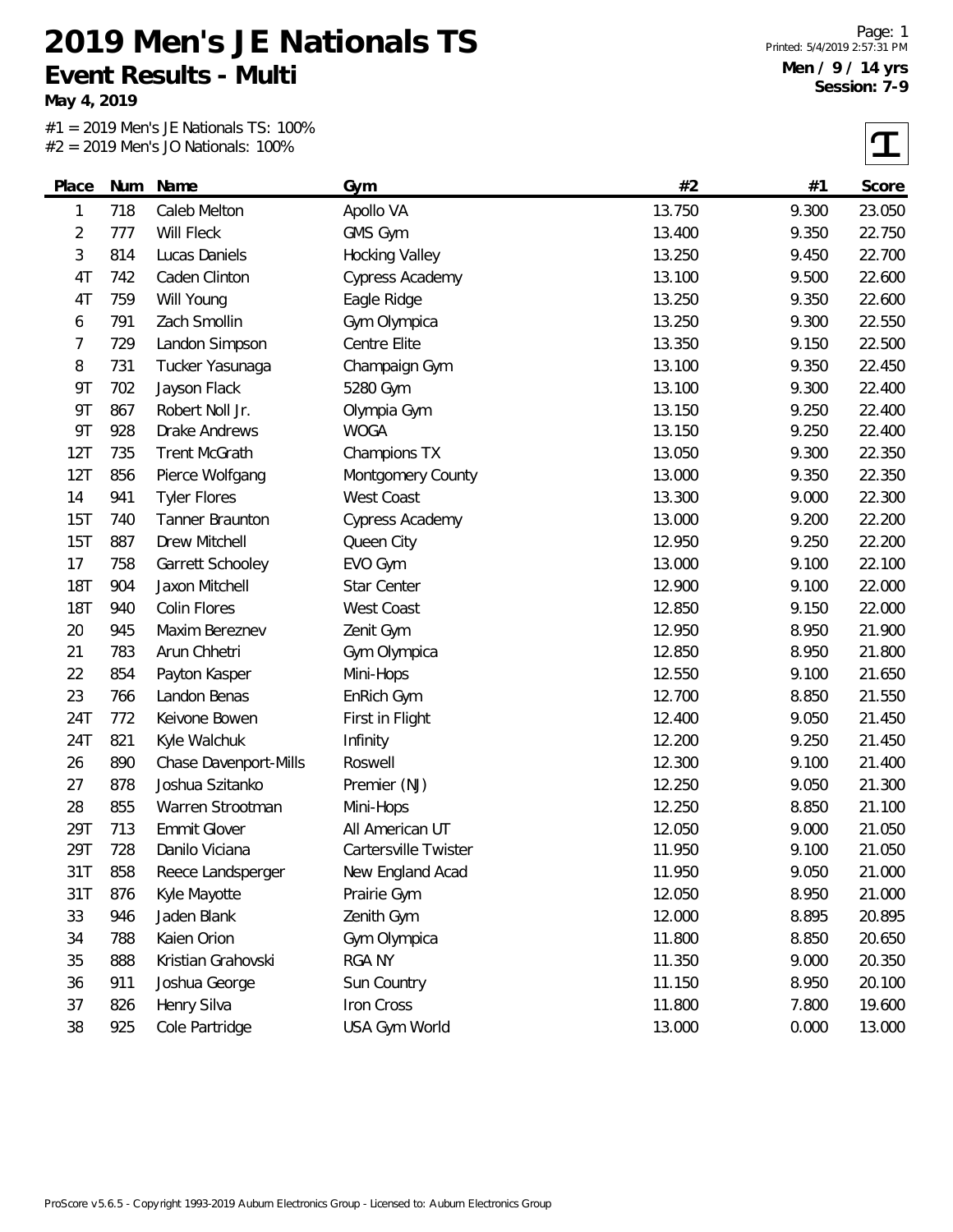# 2019 Men's JE Nationals TS

## Event Results - Multi

**May 4, 2019**

Printed: 5/4/2019 2:57:31 PM

**Men / 9 / 14 yrs**
**Session: 7-9**

#1 = 2019 Men's JE Nationals TS: 100%
#2 = 2019 Men's JO Nationals: 100%

| Place | Num | Name | Gym | #2 | #1 | Score |
|---|---|---|---|---|---|---|
| 1 | 718 | Caleb Melton | Apollo VA | 13.750 | 9.300 | 23.050 |
| 2 | 777 | Will Fleck | GMS Gym | 13.400 | 9.350 | 22.750 |
| 3 | 814 | Lucas Daniels | Hocking Valley | 13.250 | 9.450 | 22.700 |
| 4T | 742 | Caden Clinton | Cypress Academy | 13.100 | 9.500 | 22.600 |
| 4T | 759 | Will Young | Eagle Ridge | 13.250 | 9.350 | 22.600 |
| 6 | 791 | Zach Smollin | Gym Olympica | 13.250 | 9.300 | 22.550 |
| 7 | 729 | Landon Simpson | Centre Elite | 13.350 | 9.150 | 22.500 |
| 8 | 731 | Tucker Yasunaga | Champaign Gym | 13.100 | 9.350 | 22.450 |
| 9T | 702 | Jayson Flack | 5280 Gym | 13.100 | 9.300 | 22.400 |
| 9T | 867 | Robert Noll Jr. | Olympia Gym | 13.150 | 9.250 | 22.400 |
| 9T | 928 | Drake Andrews | WOGA | 13.150 | 9.250 | 22.400 |
| 12T | 735 | Trent McGrath | Champions TX | 13.050 | 9.300 | 22.350 |
| 12T | 856 | Pierce Wolfgang | Montgomery County | 13.000 | 9.350 | 22.350 |
| 14 | 941 | Tyler Flores | West Coast | 13.300 | 9.000 | 22.300 |
| 15T | 740 | Tanner Braunton | Cypress Academy | 13.000 | 9.200 | 22.200 |
| 15T | 887 | Drew Mitchell | Queen City | 12.950 | 9.250 | 22.200 |
| 17 | 758 | Garrett Schooley | EVO Gym | 13.000 | 9.100 | 22.100 |
| 18T | 904 | Jaxon Mitchell | Star Center | 12.900 | 9.100 | 22.000 |
| 18T | 940 | Colin Flores | West Coast | 12.850 | 9.150 | 22.000 |
| 20 | 945 | Maxim Bereznev | Zenit Gym | 12.950 | 8.950 | 21.900 |
| 21 | 783 | Arun Chhetri | Gym Olympica | 12.850 | 8.950 | 21.800 |
| 22 | 854 | Payton Kasper | Mini-Hops | 12.550 | 9.100 | 21.650 |
| 23 | 766 | Landon Benas | EnRich Gym | 12.700 | 8.850 | 21.550 |
| 24T | 772 | Keivone Bowen | First in Flight | 12.400 | 9.050 | 21.450 |
| 24T | 821 | Kyle Walchuk | Infinity | 12.200 | 9.250 | 21.450 |
| 26 | 890 | Chase Davenport-Mills | Roswell | 12.300 | 9.100 | 21.400 |
| 27 | 878 | Joshua Szitanko | Premier (NJ) | 12.250 | 9.050 | 21.300 |
| 28 | 855 | Warren Strootman | Mini-Hops | 12.250 | 8.850 | 21.100 |
| 29T | 713 | Emmit Glover | All American UT | 12.050 | 9.000 | 21.050 |
| 29T | 728 | Danilo Viciana | Cartersville Twister | 11.950 | 9.100 | 21.050 |
| 31T | 858 | Reece Landsperger | New England Acad | 11.950 | 9.050 | 21.000 |
| 31T | 876 | Kyle Mayotte | Prairie Gym | 12.050 | 8.950 | 21.000 |
| 33 | 946 | Jaden Blank | Zenith Gym | 12.000 | 8.895 | 20.895 |
| 34 | 788 | Kaien Orion | Gym Olympica | 11.800 | 8.850 | 20.650 |
| 35 | 888 | Kristian Grahovski | RGA NY | 11.350 | 9.000 | 20.350 |
| 36 | 911 | Joshua George | Sun Country | 11.150 | 8.950 | 20.100 |
| 37 | 826 | Henry Silva | Iron Cross | 11.800 | 7.800 | 19.600 |
| 38 | 925 | Cole Partridge | USA Gym World | 13.000 | 0.000 | 13.000 |

ProScore v5.6.5 - Copyright 1993-2019 Auburn Electronics Group - Licensed to: Auburn Electronics Group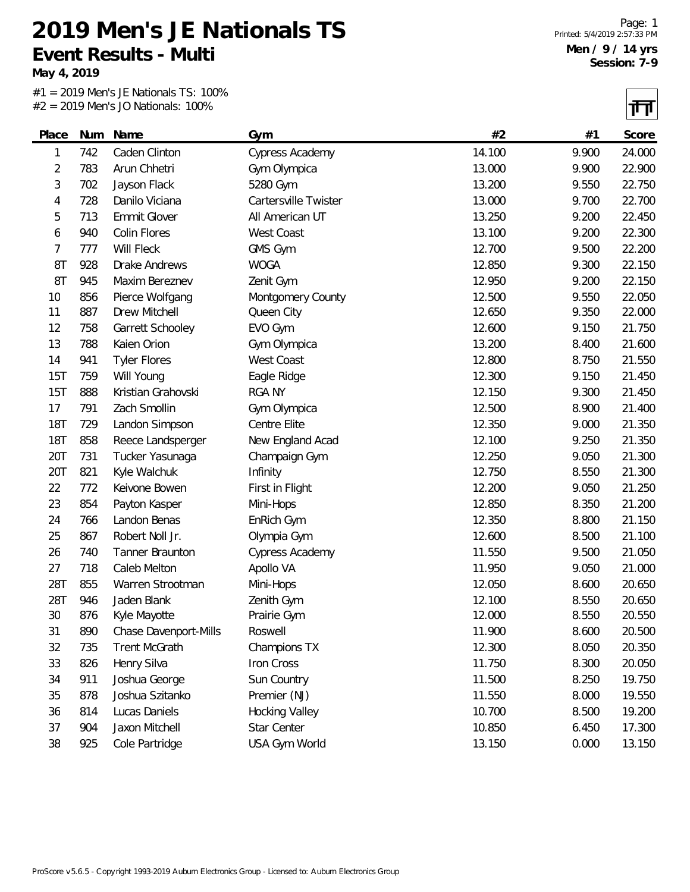# 2019 Men's JE Nationals TS

## Event Results - Multi

**May 4, 2019**

Printed: 5/4/2019 2:57:33 PM

**Men / 9 / 14 yrs**
**Session: 7-9**

#1 = 2019 Men's JE Nationals TS: 100%
#2 = 2019 Men's JO Nationals: 100%

| Place | Num | Name | Gym | #2 | #1 | Score |
|---|---|---|---|---|---|---|
| 1 | 742 | Caden Clinton | Cypress Academy | 14.100 | 9.900 | 24.000 |
| 2 | 783 | Arun Chhetri | Gym Olympica | 13.000 | 9.900 | 22.900 |
| 3 | 702 | Jayson Flack | 5280 Gym | 13.200 | 9.550 | 22.750 |
| 4 | 728 | Danilo Viciana | Cartersville Twister | 13.000 | 9.700 | 22.700 |
| 5 | 713 | Emmit Glover | All American UT | 13.250 | 9.200 | 22.450 |
| 6 | 940 | Colin Flores | West Coast | 13.100 | 9.200 | 22.300 |
| 7 | 777 | Will Fleck | GMS Gym | 12.700 | 9.500 | 22.200 |
| 8T | 928 | Drake Andrews | WOGA | 12.850 | 9.300 | 22.150 |
| 8T | 945 | Maxim Bereznev | Zenit Gym | 12.950 | 9.200 | 22.150 |
| 10 | 856 | Pierce Wolfgang | Montgomery County | 12.500 | 9.550 | 22.050 |
| 11 | 887 | Drew Mitchell | Queen City | 12.650 | 9.350 | 22.000 |
| 12 | 758 | Garrett Schooley | EVO Gym | 12.600 | 9.150 | 21.750 |
| 13 | 788 | Kaien Orion | Gym Olympica | 13.200 | 8.400 | 21.600 |
| 14 | 941 | Tyler Flores | West Coast | 12.800 | 8.750 | 21.550 |
| 15T | 759 | Will Young | Eagle Ridge | 12.300 | 9.150 | 21.450 |
| 15T | 888 | Kristian Grahovski | RGA NY | 12.150 | 9.300 | 21.450 |
| 17 | 791 | Zach Smollin | Gym Olympica | 12.500 | 8.900 | 21.400 |
| 18T | 729 | Landon Simpson | Centre Elite | 12.350 | 9.000 | 21.350 |
| 18T | 858 | Reece Landsperger | New England Acad | 12.100 | 9.250 | 21.350 |
| 20T | 731 | Tucker Yasunaga | Champaign Gym | 12.250 | 9.050 | 21.300 |
| 20T | 821 | Kyle Walchuk | Infinity | 12.750 | 8.550 | 21.300 |
| 22 | 772 | Keivone Bowen | First in Flight | 12.200 | 9.050 | 21.250 |
| 23 | 854 | Payton Kasper | Mini-Hops | 12.850 | 8.350 | 21.200 |
| 24 | 766 | Landon Benas | EnRich Gym | 12.350 | 8.800 | 21.150 |
| 25 | 867 | Robert Noll Jr. | Olympia Gym | 12.600 | 8.500 | 21.100 |
| 26 | 740 | Tanner Braunton | Cypress Academy | 11.550 | 9.500 | 21.050 |
| 27 | 718 | Caleb Melton | Apollo VA | 11.950 | 9.050 | 21.000 |
| 28T | 855 | Warren Strootman | Mini-Hops | 12.050 | 8.600 | 20.650 |
| 28T | 946 | Jaden Blank | Zenith Gym | 12.100 | 8.550 | 20.650 |
| 30 | 876 | Kyle Mayotte | Prairie Gym | 12.000 | 8.550 | 20.550 |
| 31 | 890 | Chase Davenport-Mills | Roswell | 11.900 | 8.600 | 20.500 |
| 32 | 735 | Trent McGrath | Champions TX | 12.300 | 8.050 | 20.350 |
| 33 | 826 | Henry Silva | Iron Cross | 11.750 | 8.300 | 20.050 |
| 34 | 911 | Joshua George | Sun Country | 11.500 | 8.250 | 19.750 |
| 35 | 878 | Joshua Szitanko | Premier (NJ) | 11.550 | 8.000 | 19.550 |
| 36 | 814 | Lucas Daniels | Hocking Valley | 10.700 | 8.500 | 19.200 |
| 37 | 904 | Jaxon Mitchell | Star Center | 10.850 | 6.450 | 17.300 |
| 38 | 925 | Cole Partridge | USA Gym World | 13.150 | 0.000 | 13.150 |

ProScore v5.6.5 - Copyright 1993-2019 Auburn Electronics Group - Licensed to: Auburn Electronics Group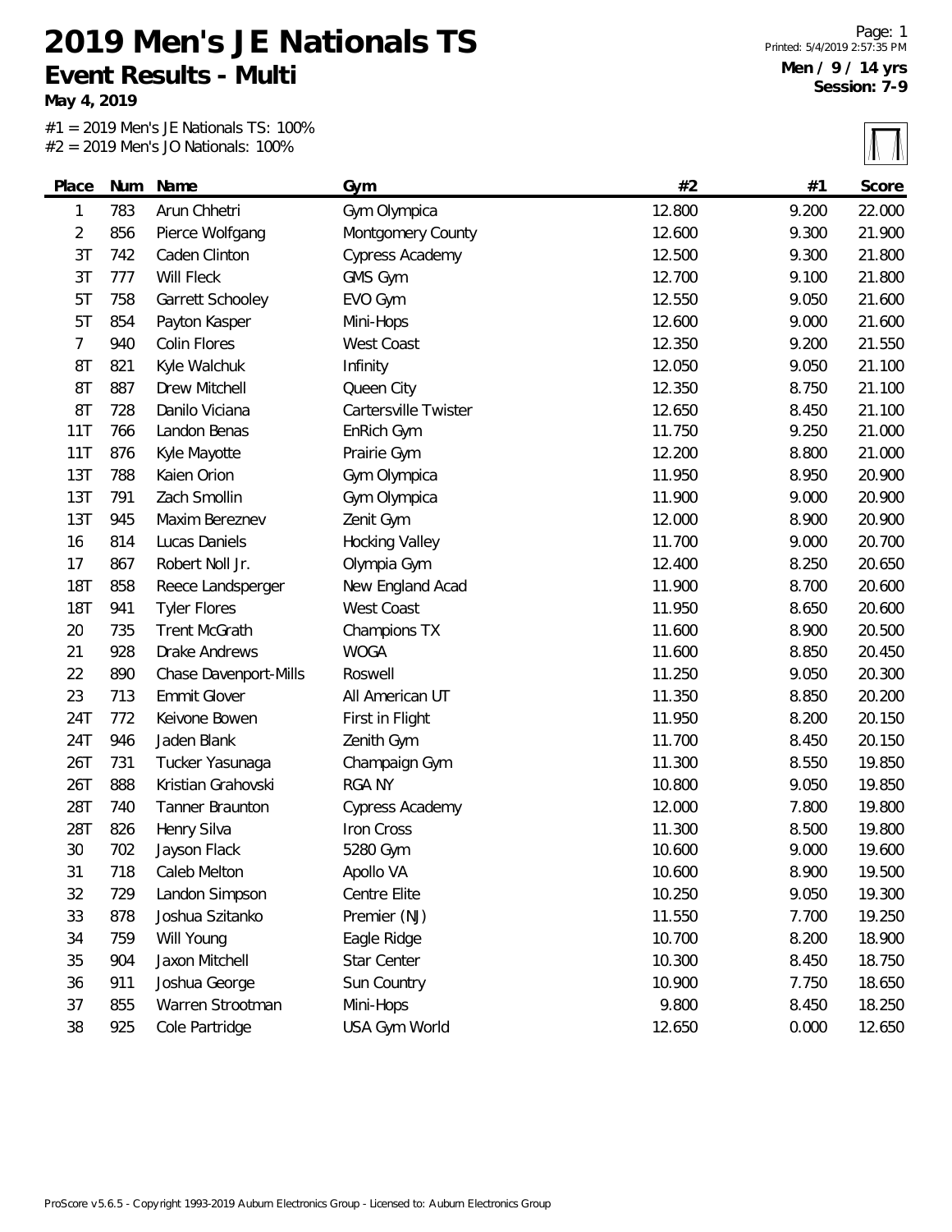# 2019 Men's JE Nationals TS

## Event Results - Multi

**May 4, 2019**

Printed: 5/4/2019 2:57:35 PM

**Men / 9 / 14 yrs**
**Session: 7-9**

#1 = 2019 Men's JE Nationals TS: 100%
#2 = 2019 Men's JO Nationals: 100%

| Place | Num | Name | Gym | #2 | #1 | Score |
|---|---|---|---|---|---|---|
| 1 | 783 | Arun Chhetri | Gym Olympica | 12.800 | 9.200 | 22.000 |
| 2 | 856 | Pierce Wolfgang | Montgomery County | 12.600 | 9.300 | 21.900 |
| 3T | 742 | Caden Clinton | Cypress Academy | 12.500 | 9.300 | 21.800 |
| 3T | 777 | Will Fleck | GMS Gym | 12.700 | 9.100 | 21.800 |
| 5T | 758 | Garrett Schooley | EVO Gym | 12.550 | 9.050 | 21.600 |
| 5T | 854 | Payton Kasper | Mini-Hops | 12.600 | 9.000 | 21.600 |
| 7 | 940 | Colin Flores | West Coast | 12.350 | 9.200 | 21.550 |
| 8T | 821 | Kyle Walchuk | Infinity | 12.050 | 9.050 | 21.100 |
| 8T | 887 | Drew Mitchell | Queen City | 12.350 | 8.750 | 21.100 |
| 8T | 728 | Danilo Viciana | Cartersville Twister | 12.650 | 8.450 | 21.100 |
| 11T | 766 | Landon Benas | EnRich Gym | 11.750 | 9.250 | 21.000 |
| 11T | 876 | Kyle Mayotte | Prairie Gym | 12.200 | 8.800 | 21.000 |
| 13T | 788 | Kaien Orion | Gym Olympica | 11.950 | 8.950 | 20.900 |
| 13T | 791 | Zach Smollin | Gym Olympica | 11.900 | 9.000 | 20.900 |
| 13T | 945 | Maxim Bereznev | Zenit Gym | 12.000 | 8.900 | 20.900 |
| 16 | 814 | Lucas Daniels | Hocking Valley | 11.700 | 9.000 | 20.700 |
| 17 | 867 | Robert Noll Jr. | Olympia Gym | 12.400 | 8.250 | 20.650 |
| 18T | 858 | Reece Landsperger | New England Acad | 11.900 | 8.700 | 20.600 |
| 18T | 941 | Tyler Flores | West Coast | 11.950 | 8.650 | 20.600 |
| 20 | 735 | Trent McGrath | Champions TX | 11.600 | 8.900 | 20.500 |
| 21 | 928 | Drake Andrews | WOGA | 11.600 | 8.850 | 20.450 |
| 22 | 890 | Chase Davenport-Mills | Roswell | 11.250 | 9.050 | 20.300 |
| 23 | 713 | Emmit Glover | All American UT | 11.350 | 8.850 | 20.200 |
| 24T | 772 | Keivone Bowen | First in Flight | 11.950 | 8.200 | 20.150 |
| 24T | 946 | Jaden Blank | Zenith Gym | 11.700 | 8.450 | 20.150 |
| 26T | 731 | Tucker Yasunaga | Champaign Gym | 11.300 | 8.550 | 19.850 |
| 26T | 888 | Kristian Grahovski | RGA NY | 10.800 | 9.050 | 19.850 |
| 28T | 740 | Tanner Braunton | Cypress Academy | 12.000 | 7.800 | 19.800 |
| 28T | 826 | Henry Silva | Iron Cross | 11.300 | 8.500 | 19.800 |
| 30 | 702 | Jayson Flack | 5280 Gym | 10.600 | 9.000 | 19.600 |
| 31 | 718 | Caleb Melton | Apollo VA | 10.600 | 8.900 | 19.500 |
| 32 | 729 | Landon Simpson | Centre Elite | 10.250 | 9.050 | 19.300 |
| 33 | 878 | Joshua Szitanko | Premier (NJ) | 11.550 | 7.700 | 19.250 |
| 34 | 759 | Will Young | Eagle Ridge | 10.700 | 8.200 | 18.900 |
| 35 | 904 | Jaxon Mitchell | Star Center | 10.300 | 8.450 | 18.750 |
| 36 | 911 | Joshua George | Sun Country | 10.900 | 7.750 | 18.650 |
| 37 | 855 | Warren Strootman | Mini-Hops | 9.800 | 8.450 | 18.250 |
| 38 | 925 | Cole Partridge | USA Gym World | 12.650 | 0.000 | 12.650 |

ProScore v5.6.5 - Copyright 1993-2019 Auburn Electronics Group - Licensed to: Auburn Electronics Group